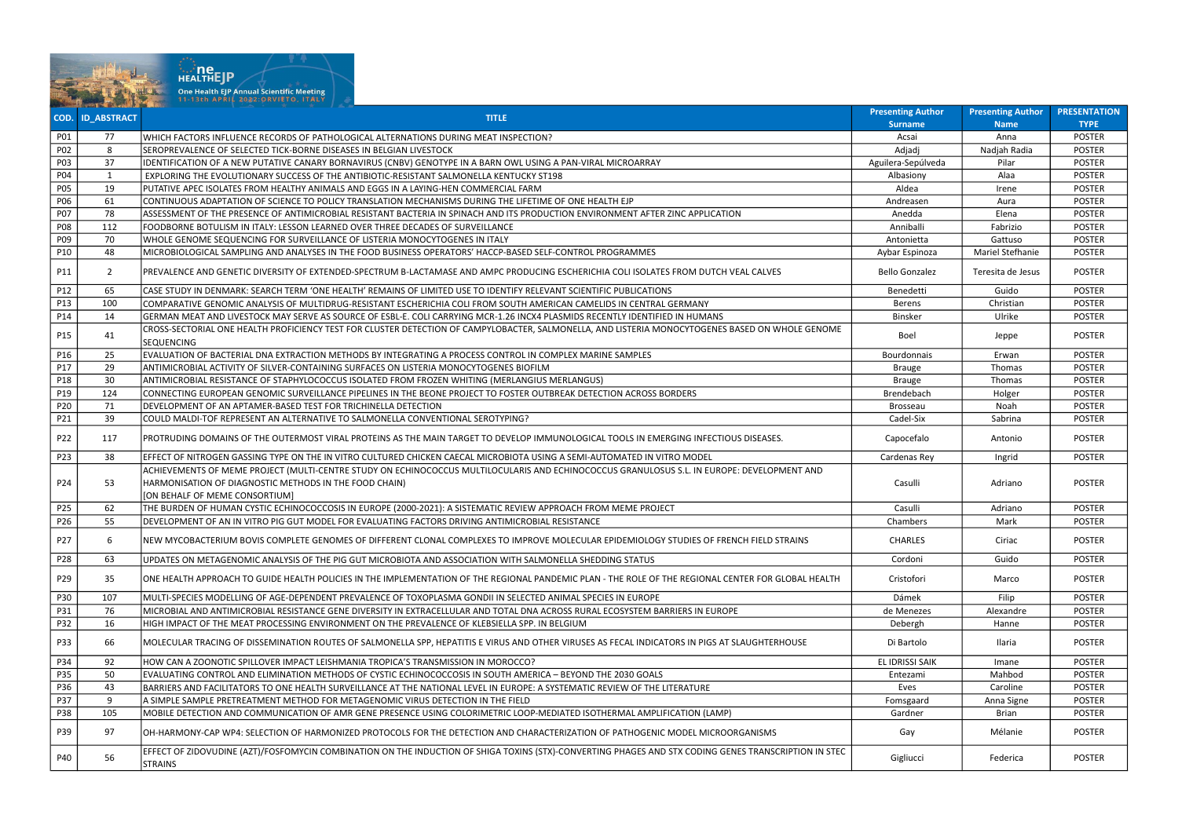One Health EJP Annual Scientific Meeting
11-13th APRIL 2022 ORVIETO, ITALY

| COD. | ID_ABSTRACT | TITLE | Presenting Author Surname | Presenting Author Name | PRESENTATION TYPE |
|---|---|---|---|---|---|
| P01 | 77 | WHICH FACTORS INFLUENCE RECORDS OF PATHOLOGICAL ALTERNATIONS DURING MEAT INSPECTION? | Acsai | Anna | POSTER |
| P02 | 8 | SEROPREVALENCE OF SELECTED TICK-BORNE DISEASES IN BELGIAN LIVESTOCK | Adjadj | Nadjah Radia | POSTER |
| P03 | 37 | IDENTIFICATION OF A NEW PUTATIVE CANARY BORNAVIRUS (CNBV) GENOTYPE IN A BARN OWL USING A PAN-VIRAL MICROARRAY | Aguilera-Sepúlveda | Pilar | POSTER |
| P04 | 1 | EXPLORING THE EVOLUTIONARY SUCCESS OF THE ANTIBIOTIC-RESISTANT SALMONELLA KENTUCKY ST198 | Albasiony | Alaa | POSTER |
| P05 | 19 | PUTATIVE APEC ISOLATES FROM HEALTHY ANIMALS AND EGGS IN A LAYING-HEN COMMERCIAL FARM | Aldea | Irene | POSTER |
| P06 | 61 | CONTINUOUS ADAPTATION OF SCIENCE TO POLICY TRANSLATION MECHANISMS DURING THE LIFETIME OF ONE HEALTH EJP | Andreasen | Aura | POSTER |
| P07 | 78 | ASSESSMENT OF THE PRESENCE OF ANTIMICROBIAL RESISTANT BACTERIA IN SPINACH AND ITS PRODUCTION ENVIRONMENT AFTER ZINC APPLICATION | Anedda | Elena | POSTER |
| P08 | 112 | FOODBORNE BOTULISM IN ITALY: LESSON LEARNED OVER THREE DECADES OF SURVEILLANCE | Anniballi | Fabrizio | POSTER |
| P09 | 70 | WHOLE GENOME SEQUENCING FOR SURVEILLANCE OF LISTERIA MONOCYTOGENES IN ITALY | Antonietta | Gattuso | POSTER |
| P10 | 48 | MICROBIOLOGICAL SAMPLING AND ANALYSES IN THE FOOD BUSINESS OPERATORS' HACCP-BASED SELF-CONTROL PROGRAMMES | Aybar Espinoza | Mariel Stefhanie | POSTER |
| P11 | 2 | PREVALENCE AND GENETIC DIVERSITY OF EXTENDED-SPECTRUM Β-LACTAMASE AND AMPC PRODUCING ESCHERICHIA COLI ISOLATES FROM DUTCH VEAL CALVES | Bello Gonzalez | Teresita de Jesus | POSTER |
| P12 | 65 | CASE STUDY IN DENMARK: SEARCH TERM 'ONE HEALTH' REMAINS OF LIMITED USE TO IDENTIFY RELEVANT SCIENTIFIC PUBLICATIONS | Benedetti | Guido | POSTER |
| P13 | 100 | COMPARATIVE GENOMIC ANALYSIS OF MULTIDRUG-RESISTANT ESCHERICHIA COLI FROM SOUTH AMERICAN CAMELIDS IN CENTRAL GERMANY | Berens | Christian | POSTER |
| P14 | 14 | GERMAN MEAT AND LIVESTOCK MAY SERVE AS SOURCE OF ESBL-E. COLI CARRYING MCR-1.26 INCX4 PLASMIDS RECENTLY IDENTIFIED IN HUMANS | Binsker | Ulrike | POSTER |
| P15 | 41 | CROSS-SECTORIAL ONE HEALTH PROFICIENCY TEST FOR CLUSTER DETECTION OF CAMPYLOBACTER, SALMONELLA, AND LISTERIA MONOCYTOGENES BASED ON WHOLE GENOME SEQUENCING | Boel | Jeppe | POSTER |
| P16 | 25 | EVALUATION OF BACTERIAL DNA EXTRACTION METHODS BY INTEGRATING A PROCESS CONTROL IN COMPLEX MARINE SAMPLES | Bourdonnais | Erwan | POSTER |
| P17 | 29 | ANTIMICROBIAL ACTIVITY OF SILVER-CONTAINING SURFACES ON LISTERIA MONOCYTOGENES BIOFILM | Brauge | Thomas | POSTER |
| P18 | 30 | ANTIMICROBIAL RESISTANCE OF STAPHYLOCOCCUS ISOLATED FROM FROZEN WHITING (MERLANGIUS MERLANGUS) | Brauge | Thomas | POSTER |
| P19 | 124 | CONNECTING EUROPEAN GENOMIC SURVEILLANCE PIPELINES IN THE BEONE PROJECT TO FOSTER OUTBREAK DETECTION ACROSS BORDERS | Brendebach | Holger | POSTER |
| P20 | 71 | DEVELOPMENT OF AN APTAMER-BASED TEST FOR TRICHINELLA DETECTION | Brosseau | Noah | POSTER |
| P21 | 39 | COULD MALDI-TOF REPRESENT AN ALTERNATIVE TO SALMONELLA CONVENTIONAL SEROTYPING? | Cadel-Six | Sabrina | POSTER |
| P22 | 117 | PROTRUDING DOMAINS OF THE OUTERMOST VIRAL PROTEINS AS THE MAIN TARGET TO DEVELOP IMMUNOLOGICAL TOOLS IN EMERGING INFECTIOUS DISEASES. | Capocefalo | Antonio | POSTER |
| P23 | 38 | EFFECT OF NITROGEN GASSING TYPE ON THE IN VITRO CULTURED CHICKEN CAECAL MICROBIOTA USING A SEMI-AUTOMATED IN VITRO MODEL | Cardenas Rey | Ingrid | POSTER |
| P24 | 53 | ACHIEVEMENTS OF MEME PROJECT (MULTI-CENTRE STUDY ON ECHINOCOCCUS MULTILOCULARIS AND ECHINOCOCCUS GRANULOSUS S.L. IN EUROPE: DEVELOPMENT AND HARMONISATION OF DIAGNOSTIC METHODS IN THE FOOD CHAIN) [ON BEHALF OF MEME CONSORTIUM] | Casulli | Adriano | POSTER |
| P25 | 62 | THE BURDEN OF HUMAN CYSTIC ECHINOCOCCOSIS IN EUROPE (2000-2021): A SISTEMATIC REVIEW APPROACH FROM MEME PROJECT | Casulli | Adriano | POSTER |
| P26 | 55 | DEVELOPMENT OF AN IN VITRO PIG GUT MODEL FOR EVALUATING FACTORS DRIVING ANTIMICROBIAL RESISTANCE | Chambers | Mark | POSTER |
| P27 | 6 | NEW MYCOBACTERIUM BOVIS COMPLETE GENOMES OF DIFFERENT CLONAL COMPLEXES TO IMPROVE MOLECULAR EPIDEMIOLOGY STUDIES OF FRENCH FIELD STRAINS | CHARLES | Ciriac | POSTER |
| P28 | 63 | UPDATES ON METAGENOMIC ANALYSIS OF THE PIG GUT MICROBIOTA AND ASSOCIATION WITH SALMONELLA SHEDDING STATUS | Cordoni | Guido | POSTER |
| P29 | 35 | ONE HEALTH APPROACH TO GUIDE HEALTH POLICIES IN THE IMPLEMENTATION OF THE REGIONAL PANDEMIC PLAN - THE ROLE OF THE REGIONAL CENTER FOR GLOBAL HEALTH | Cristofori | Marco | POSTER |
| P30 | 107 | MULTI-SPECIES MODELLING OF AGE-DEPENDENT PREVALENCE OF TOXOPLASMA GONDII IN SELECTED ANIMAL SPECIES IN EUROPE | Dámek | Filip | POSTER |
| P31 | 76 | MICROBIAL AND ANTIMICROBIAL RESISTANCE GENE DIVERSITY IN EXTRACELLULAR AND TOTAL DNA ACROSS RURAL ECOSYSTEM BARRIERS IN EUROPE | de Menezes | Alexandre | POSTER |
| P32 | 16 | HIGH IMPACT OF THE MEAT PROCESSING ENVIRONMENT ON THE PREVALENCE OF KLEBSIELLA SPP. IN BELGIUM | Debergh | Hanne | POSTER |
| P33 | 66 | MOLECULAR TRACING OF DISSEMINATION ROUTES OF SALMONELLA SPP, HEPATITIS E VIRUS AND OTHER VIRUSES AS FECAL INDICATORS IN PIGS AT SLAUGHTERHOUSE | Di Bartolo | Ilaria | POSTER |
| P34 | 92 | HOW CAN A ZOONOTIC SPILLOVER IMPACT LEISHMANIA TROPICA'S TRANSMISSION IN MOROCCO? | EL IDRISSI SAIK | Imane | POSTER |
| P35 | 50 | EVALUATING CONTROL AND ELIMINATION METHODS OF CYSTIC ECHINOCOCCOSIS IN SOUTH AMERICA – BEYOND THE 2030 GOALS | Entezami | Mahbod | POSTER |
| P36 | 43 | BARRIERS AND FACILITATORS TO ONE HEALTH SURVEILLANCE AT THE NATIONAL LEVEL IN EUROPE: A SYSTEMATIC REVIEW OF THE LITERATURE | Eves | Caroline | POSTER |
| P37 | 9 | A SIMPLE SAMPLE PRETREATMENT METHOD FOR METAGENOMIC VIRUS DETECTION IN THE FIELD | Fomsgaard | Anna Signe | POSTER |
| P38 | 105 | MOBILE DETECTION AND COMMUNICATION OF AMR GENE PRESENCE USING COLORIMETRIC LOOP-MEDIATED ISOTHERMAL AMPLIFICATION (LAMP) | Gardner | Brian | POSTER |
| P39 | 97 | OH-HARMONY-CAP WP4: SELECTION OF HARMONIZED PROTOCOLS FOR THE DETECTION AND CHARACTERIZATION OF PATHOGENIC MODEL MICROORGANISMS | Gay | Mélanie | POSTER |
| P40 | 56 | EFFECT OF ZIDOVUDINE (AZT)/FOSFOMYCIN COMBINATION ON THE INDUCTION OF SHIGA TOXINS (STX)-CONVERTING PHAGES AND STX CODING GENES TRANSCRIPTION IN STEC STRAINS | Gigliucci | Federica | POSTER |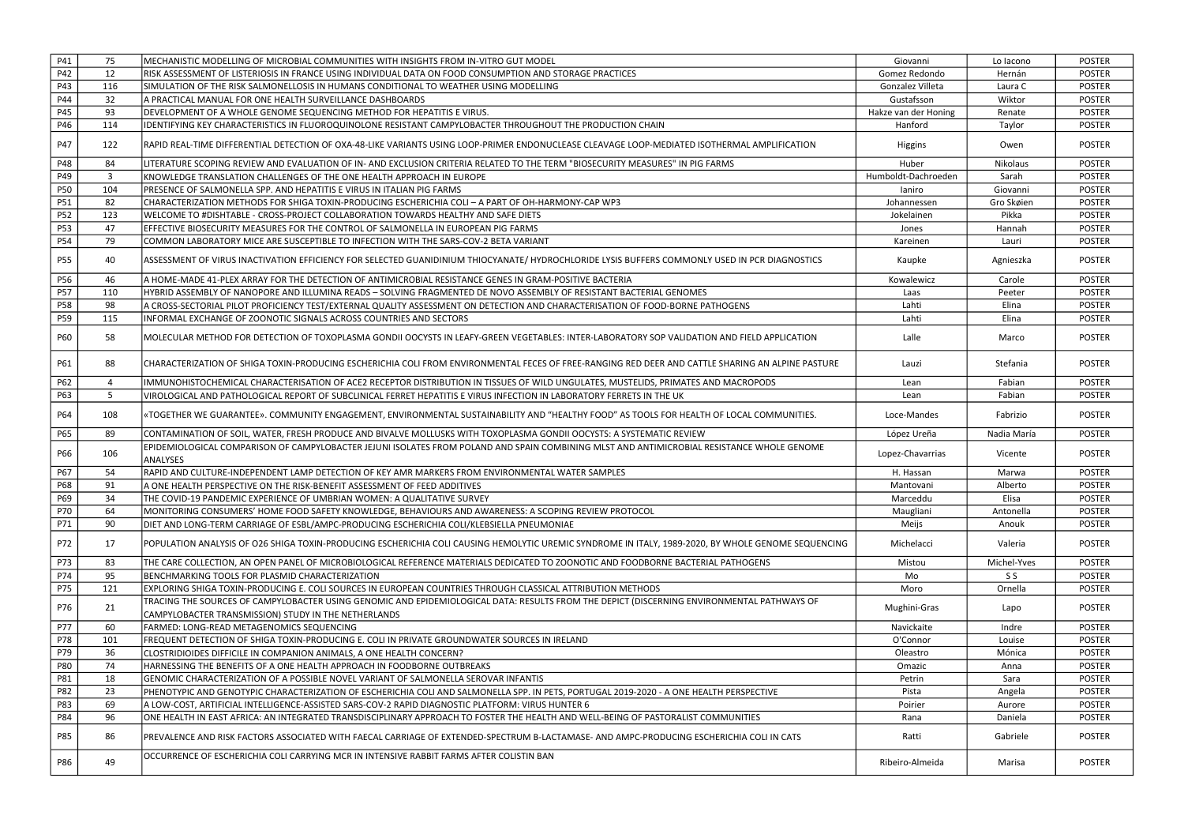| | | | | | |
|---|---|---|---|---|---|
| P41 | 75 | MECHANISTIC MODELLING OF MICROBIAL COMMUNITIES WITH INSIGHTS FROM IN-VITRO GUT MODEL | Giovanni | Lo Iacono | POSTER |
| P42 | 12 | RISK ASSESSMENT OF LISTERIOSIS IN FRANCE USING INDIVIDUAL DATA ON FOOD CONSUMPTION AND STORAGE PRACTICES | Gomez Redondo | Hernán | POSTER |
| P43 | 116 | SIMULATION OF THE RISK SALMONELLOSIS IN HUMANS CONDITIONAL TO WEATHER USING MODELLING | Gonzalez Villeta | Laura C | POSTER |
| P44 | 32 | A PRACTICAL MANUAL FOR ONE HEALTH SURVEILLANCE DASHBOARDS | Gustafsson | Wiktor | POSTER |
| P45 | 93 | DEVELOPMENT OF A WHOLE GENOME SEQUENCING METHOD FOR HEPATITIS E VIRUS. | Hakze van der Honing | Renate | POSTER |
| P46 | 114 | IDENTIFYING KEY CHARACTERISTICS IN FLUOROQUINOLONE RESISTANT CAMPYLOBACTER THROUGHOUT THE PRODUCTION CHAIN | Hanford | Taylor | POSTER |
| P47 | 122 | RAPID REAL-TIME DIFFERENTIAL DETECTION OF OXA-48-LIKE VARIANTS USING LOOP-PRIMER ENDONUCLEASE CLEAVAGE LOOP-MEDIATED ISOTHERMAL AMPLIFICATION | Higgins | Owen | POSTER |
| P48 | 84 | LITERATURE SCOPING REVIEW AND EVALUATION OF IN- AND EXCLUSION CRITERIA RELATED TO THE TERM "BIOSECURITY MEASURES" IN PIG FARMS | Huber | Nikolaus | POSTER |
| P49 | 3 | KNOWLEDGE TRANSLATION CHALLENGES OF THE ONE HEALTH APPROACH IN EUROPE | Humboldt-Dachroeden | Sarah | POSTER |
| P50 | 104 | PRESENCE OF SALMONELLA SPP. AND HEPATITIS E VIRUS IN ITALIAN PIG FARMS | Ianiro | Giovanni | POSTER |
| P51 | 82 | CHARACTERIZATION METHODS FOR SHIGA TOXIN-PRODUCING ESCHERICHIA COLI – A PART OF OH-HARMONY-CAP WP3 | Johannessen | Gro Skøien | POSTER |
| P52 | 123 | WELCOME TO #DISHTABLE - CROSS-PROJECT COLLABORATION TOWARDS HEALTHY AND SAFE DIETS | Jokelainen | Pikka | POSTER |
| P53 | 47 | EFFECTIVE BIOSECURITY MEASURES FOR THE CONTROL OF SALMONELLA IN EUROPEAN PIG FARMS | Jones | Hannah | POSTER |
| P54 | 79 | COMMON LABORATORY MICE ARE SUSCEPTIBLE TO INFECTION WITH THE SARS-COV-2 BETA VARIANT | Kareinen | Lauri | POSTER |
| P55 | 40 | ASSESSMENT OF VIRUS INACTIVATION EFFICIENCY FOR SELECTED GUANIDINIUM THIOCYANATE/ HYDROCHLORIDE LYSIS BUFFERS COMMONLY USED IN PCR DIAGNOSTICS | Kaupke | Agnieszka | POSTER |
| P56 | 46 | A HOME-MADE 41-PLEX ARRAY FOR THE DETECTION OF ANTIMICROBIAL RESISTANCE GENES IN GRAM-POSITIVE BACTERIA | Kowalewicz | Carole | POSTER |
| P57 | 110 | HYBRID ASSEMBLY OF NANOPORE AND ILLUMINA READS – SOLVING FRAGMENTED DE NOVO ASSEMBLY OF RESISTANT BACTERIAL GENOMES | Laas | Peeter | POSTER |
| P58 | 98 | A CROSS-SECTORIAL PILOT PROFICIENCY TEST/EXTERNAL QUALITY ASSESSMENT ON DETECTION AND CHARACTERISATION OF FOOD-BORNE PATHOGENS | Lahti | Elina | POSTER |
| P59 | 115 | INFORMAL EXCHANGE OF ZOONOTIC SIGNALS ACROSS COUNTRIES AND SECTORS | Lahti | Elina | POSTER |
| P60 | 58 | MOLECULAR METHOD FOR DETECTION OF TOXOPLASMA GONDII OOCYSTS IN LEAFY-GREEN VEGETABLES: INTER-LABORATORY SOP VALIDATION AND FIELD APPLICATION | Lalle | Marco | POSTER |
| P61 | 88 | CHARACTERIZATION OF SHIGA TOXIN-PRODUCING ESCHERICHIA COLI FROM ENVIRONMENTAL FECES OF FREE-RANGING RED DEER AND CATTLE SHARING AN ALPINE PASTURE | Lauzi | Stefania | POSTER |
| P62 | 4 | IMMUNOHISTOCHEMICAL CHARACTERISATION OF ACE2 RECEPTOR DISTRIBUTION IN TISSUES OF WILD UNGULATES, MUSTELIDS, PRIMATES AND MACROPODS | Lean | Fabian | POSTER |
| P63 | 5 | VIROLOGICAL AND PATHOLOGICAL REPORT OF SUBCLINICAL FERRET HEPATITIS E VIRUS INFECTION IN LABORATORY FERRETS IN THE UK | Lean | Fabian | POSTER |
| P64 | 108 | «TOGETHER WE GUARANTEE». COMMUNITY ENGAGEMENT, ENVIRONMENTAL SUSTAINABILITY AND "HEALTHY FOOD" AS TOOLS FOR HEALTH OF LOCAL COMMUNITIES. | Loce-Mandes | Fabrizio | POSTER |
| P65 | 89 | CONTAMINATION OF SOIL, WATER, FRESH PRODUCE AND BIVALVE MOLLUSKS WITH TOXOPLASMA GONDII OOCYSTS: A SYSTEMATIC REVIEW | López Ureña | Nadia María | POSTER |
| P66 | 106 | EPIDEMIOLOGICAL COMPARISON OF CAMPYLOBACTER JEJUNI ISOLATES FROM POLAND AND SPAIN COMBINING MLST AND ANTIMICROBIAL RESISTANCE WHOLE GENOME ANALYSES | Lopez-Chavarrias | Vicente | POSTER |
| P67 | 54 | RAPID AND CULTURE-INDEPENDENT LAMP DETECTION OF KEY AMR MARKERS FROM ENVIRONMENTAL WATER SAMPLES | H. Hassan | Marwa | POSTER |
| P68 | 91 | A ONE HEALTH PERSPECTIVE ON THE RISK-BENEFIT ASSESSMENT OF FEED ADDITIVES | Mantovani | Alberto | POSTER |
| P69 | 34 | THE COVID-19 PANDEMIC EXPERIENCE OF UMBRIAN WOMEN: A QUALITATIVE SURVEY | Marceddu | Elisa | POSTER |
| P70 | 64 | MONITORING CONSUMERS' HOME FOOD SAFETY KNOWLEDGE, BEHAVIOURS AND AWARENESS: A SCOPING REVIEW PROTOCOL | Maugliani | Antonella | POSTER |
| P71 | 90 | DIET AND LONG-TERM CARRIAGE OF ESBL/AMPC-PRODUCING ESCHERICHIA COLI/KLEBSIELLA PNEUMONIAE | Meijs | Anouk | POSTER |
| P72 | 17 | POPULATION ANALYSIS OF O26 SHIGA TOXIN-PRODUCING ESCHERICHIA COLI CAUSING HEMOLYTIC UREMIC SYNDROME IN ITALY, 1989-2020, BY WHOLE GENOME SEQUENCING | Michelacci | Valeria | POSTER |
| P73 | 83 | THE CARE COLLECTION, AN OPEN PANEL OF MICROBIOLOGICAL REFERENCE MATERIALS DEDICATED TO ZOONOTIC AND FOODBORNE BACTERIAL PATHOGENS | Mistou | Michel-Yves | POSTER |
| P74 | 95 | BENCHMARKING TOOLS FOR PLASMID CHARACTERIZATION | Mo | S S | POSTER |
| P75 | 121 | EXPLORING SHIGA TOXIN-PRODUCING E. COLI SOURCES IN EUROPEAN COUNTRIES THROUGH CLASSICAL ATTRIBUTION METHODS | Moro | Ornella | POSTER |
| P76 | 21 | TRACING THE SOURCES OF CAMPYLOBACTER USING GENOMIC AND EPIDEMIOLOGICAL DATA: RESULTS FROM THE DEPICT (DISCERNING ENVIRONMENTAL PATHWAYS OF CAMPYLOBACTER TRANSMISSION) STUDY IN THE NETHERLANDS | Mughini-Gras | Lapo | POSTER |
| P77 | 60 | FARMED: LONG-READ METAGENOMICS SEQUENCING | Navickaite | Indre | POSTER |
| P78 | 101 | FREQUENT DETECTION OF SHIGA TOXIN-PRODUCING E. COLI IN PRIVATE GROUNDWATER SOURCES IN IRELAND | O'Connor | Louise | POSTER |
| P79 | 36 | CLOSTRIDIOIDES DIFFICILE IN COMPANION ANIMALS, A ONE HEALTH CONCERN? | Oleastro | Mónica | POSTER |
| P80 | 74 | HARNESSING THE BENEFITS OF A ONE HEALTH APPROACH IN FOODBORNE OUTBREAKS | Omazic | Anna | POSTER |
| P81 | 18 | GENOMIC CHARACTERIZATION OF A POSSIBLE NOVEL VARIANT OF SALMONELLA SEROVAR INFANTIS | Petrin | Sara | POSTER |
| P82 | 23 | PHENOTYPIC AND GENOTYPIC CHARACTERIZATION OF ESCHERICHIA COLI AND SALMONELLA SPP. IN PETS, PORTUGAL 2019-2020 - A ONE HEALTH PERSPECTIVE | Pista | Angela | POSTER |
| P83 | 69 | A LOW-COST, ARTIFICIAL INTELLIGENCE-ASSISTED SARS-COV-2 RAPID DIAGNOSTIC PLATFORM: VIRUS HUNTER 6 | Poirier | Aurore | POSTER |
| P84 | 96 | ONE HEALTH IN EAST AFRICA: AN INTEGRATED TRANSDISCIPLINARY APPROACH TO FOSTER THE HEALTH AND WELL-BEING OF PASTORALIST COMMUNITIES | Rana | Daniela | POSTER |
| P85 | 86 | PREVALENCE AND RISK FACTORS ASSOCIATED WITH FAECAL CARRIAGE OF EXTENDED-SPECTRUM Β-LACTAMASE- AND AMPC-PRODUCING ESCHERICHIA COLI IN CATS | Ratti | Gabriele | POSTER |
| P86 | 49 | OCCURRENCE OF ESCHERICHIA COLI CARRYING MCR IN INTENSIVE RABBIT FARMS AFTER COLISTIN BAN | Ribeiro-Almeida | Marisa | POSTER |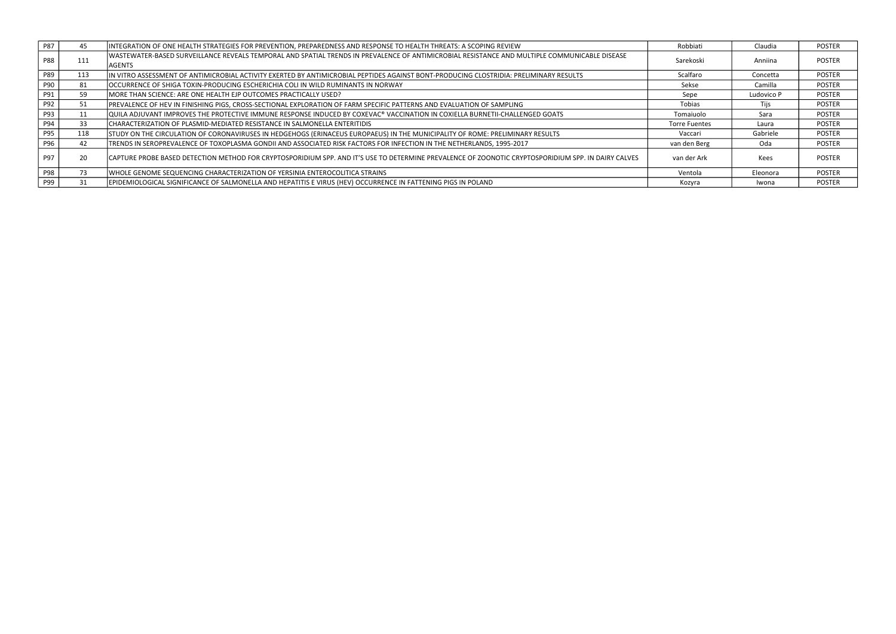| | | | | | |
|---|---|---|---|---|---|
| P87 | 45 | INTEGRATION OF ONE HEALTH STRATEGIES FOR PREVENTION, PREPAREDNESS AND RESPONSE TO HEALTH THREATS: A SCOPING REVIEW | Robbiati | Claudia | POSTER |
| P88 | 111 | WASTEWATER-BASED SURVEILLANCE REVEALS TEMPORAL AND SPATIAL TRENDS IN PREVALENCE OF ANTIMICROBIAL RESISTANCE AND MULTIPLE COMMUNICABLE DISEASE AGENTS | Sarekoski | Anniina | POSTER |
| P89 | 113 | IN VITRO ASSESSMENT OF ANTIMICROBIAL ACTIVITY EXERTED BY ANTIMICROBIAL PEPTIDES AGAINST BONT-PRODUCING CLOSTRIDIA: PRELIMINARY RESULTS | Scalfaro | Concetta | POSTER |
| P90 | 81 | OCCURRENCE OF SHIGA TOXIN-PRODUCING ESCHERICHIA COLI IN WILD RUMINANTS IN NORWAY | Sekse | Camilla | POSTER |
| P91 | 59 | MORE THAN SCIENCE: ARE ONE HEALTH EJP OUTCOMES PRACTICALLY USED? | Sepe | Ludovico P | POSTER |
| P92 | 51 | PREVALENCE OF HEV IN FINISHING PIGS, CROSS-SECTIONAL EXPLORATION OF FARM SPECIFIC PATTERNS AND EVALUATION OF SAMPLING | Tobias | Tijs | POSTER |
| P93 | 11 | QUILA ADJUVANT IMPROVES THE PROTECTIVE IMMUNE RESPONSE INDUCED BY COXEVAC® VACCINATION IN COXIELLA BURNETII-CHALLENGED GOATS | Tomaiuolo | Sara | POSTER |
| P94 | 33 | CHARACTERIZATION OF PLASMID-MEDIATED RESISTANCE IN SALMONELLA ENTERITIDIS | Torre Fuentes | Laura | POSTER |
| P95 | 118 | STUDY ON THE CIRCULATION OF CORONAVIRUSES IN HEDGEHOGS (ERINACEUS EUROPAEUS) IN THE MUNICIPALITY OF ROME: PRELIMINARY RESULTS | Vaccari | Gabriele | POSTER |
| P96 | 42 | TRENDS IN SEROPREVALENCE OF TOXOPLASMA GONDII AND ASSOCIATED RISK FACTORS FOR INFECTION IN THE NETHERLANDS, 1995-2017 | van den Berg | Oda | POSTER |
| P97 | 20 | CAPTURE PROBE BASED DETECTION METHOD FOR CRYPTOSPORIDIUM SPP. AND IT'S USE TO DETERMINE PREVALENCE OF ZOONOTIC CRYPTOSPORIDIUM SPP. IN DAIRY CALVES | van der Ark | Kees | POSTER |
| P98 | 73 | WHOLE GENOME SEQUENCING CHARACTERIZATION OF YERSINIA ENTEROCOLITICA STRAINS | Ventola | Eleonora | POSTER |
| P99 | 31 | EPIDEMIOLOGICAL SIGNIFICANCE OF SALMONELLA AND HEPATITIS E VIRUS (HEV) OCCURRENCE IN FATTENING PIGS IN POLAND | Kozyra | Iwona | POSTER |